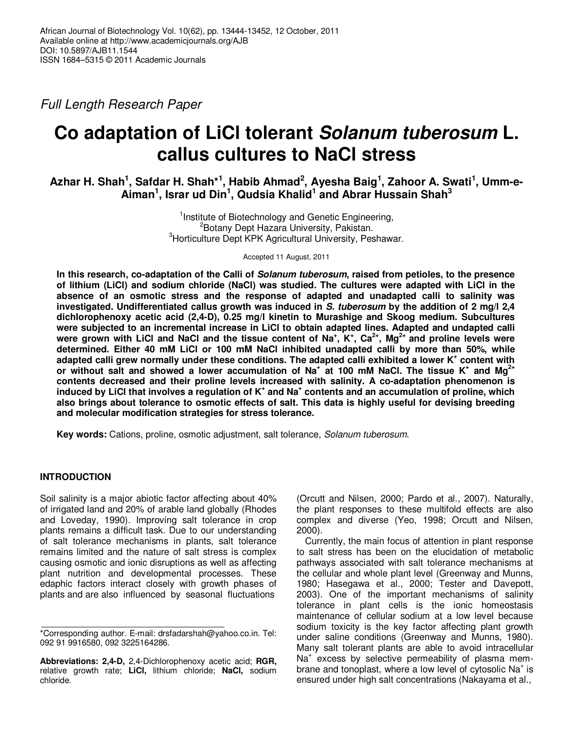*Full Length Research Paper*

# Co adaptation of LiCl tolerant *Solanum tuberosum* L. callus cultures to NaCl stress

**Azhar H. Shah[1], Safdar H. Shah*[1], Habib Ahmad[2], Ayesha Baig[1], Zahoor A. Swati[1], Umm-e-Aiman[1], Israr ud Din[1], Qudsia Khalid[1] and Abrar Hussain Shah[3]**

[1]Institute of Biotechnology and Genetic Engineering,
[2]Botany Dept Hazara University, Pakistan.
[3]Horticulture Dept KPK Agricultural University, Peshawar.

Accepted 11 August, 2011

**In this research, co-adaptation of the Calli of *Solanum tuberosum*, raised from petioles, to the presence of lithium (LiCl) and sodium chloride (NaCl) was studied. The cultures were adapted with LiCl in the absence of an osmotic stress and the response of adapted and unadapted calli to salinity was investigated. Undifferentiated callus growth was induced in *S. tuberosum* by the addition of 2 mg/l 2,4 dichlorophenoxy acetic acid (2,4-D), 0.25 mg/l kinetin to Murashige and Skoog medium. Subcultures were subjected to an incremental increase in LiCl to obtain adapted lines. Adapted and undapted calli were grown with LiCl and NaCl and the tissue content of $Na^+$, $K^+$, $Ca^{2+}$, $Mg^{2+}$ and proline levels were determined. Either 40 mM LiCl or 100 mM NaCl inhibited unadapted calli by more than 50%, while adapted calli grew normally under these conditions. The adapted calli exhibited a lower $K^+$ content with or without salt and showed a lower accumulation of $Na^+$ at 100 mM NaCl. The tissue $K^+$ and $Mg^{2+}$ contents decreased and their proline levels increased with salinity. A co-adaptation phenomenon is induced by LiCl that involves a regulation of $K^+$ and $Na^+$ contents and an accumulation of proline, which also brings about tolerance to osmotic effects of salt. This data is highly useful for devising breeding and molecular modification strategies for stress tolerance.**

**Key words:** Cations, proline, osmotic adjustment, salt tolerance, *Solanum tuberosum*.

## INTRODUCTION

Soil salinity is a major abiotic factor affecting about 40% of irrigated land and 20% of arable land globally (Rhodes and Loveday, 1990). Improving salt tolerance in crop plants remains a difficult task. Due to our understanding of salt tolerance mechanisms in plants, salt tolerance remains limited and the nature of salt stress is complex causing osmotic and ionic disruptions as well as affecting plant nutrition and developmental processes. These edaphic factors interact closely with growth phases of plants and are also influenced by seasonal fluctuations (Orcutt and Nilsen, 2000; Pardo et al., 2007). Naturally, the plant responses to these multifold effects are also complex and diverse (Yeo, 1998; Orcutt and Nilsen, 2000).

Currently, the main focus of attention in plant response to salt stress has been on the elucidation of metabolic pathways associated with salt tolerance mechanisms at the cellular and whole plant level (Greenway and Munns, 1980; Hasegawa et al., 2000; Tester and Davepott, 2003). One of the important mechanisms of salinity tolerance in plant cells is the ionic homeostasis maintenance of cellular sodium at a low level because sodium toxicity is the key factor affecting plant growth under saline conditions (Greenway and Munns, 1980). Many salt tolerant plants are able to avoid intracellular $Na^+$ excess by selective permeability of plasma membrane and tonoplast, where a low level of cytosolic $Na^+$ is ensured under high salt concentrations (Nakayama et al.,

*Corresponding author. E-mail: drsfadarshah@yahoo.co.in. Tel: 092 91 9916580, 092 3225164286.

**Abbreviations: 2,4-D,** 2,4-Dichlorophenoxy acetic acid; **RGR,** relative growth rate; **LiCl,** lithium chloride; **NaCl,** sodium chloride.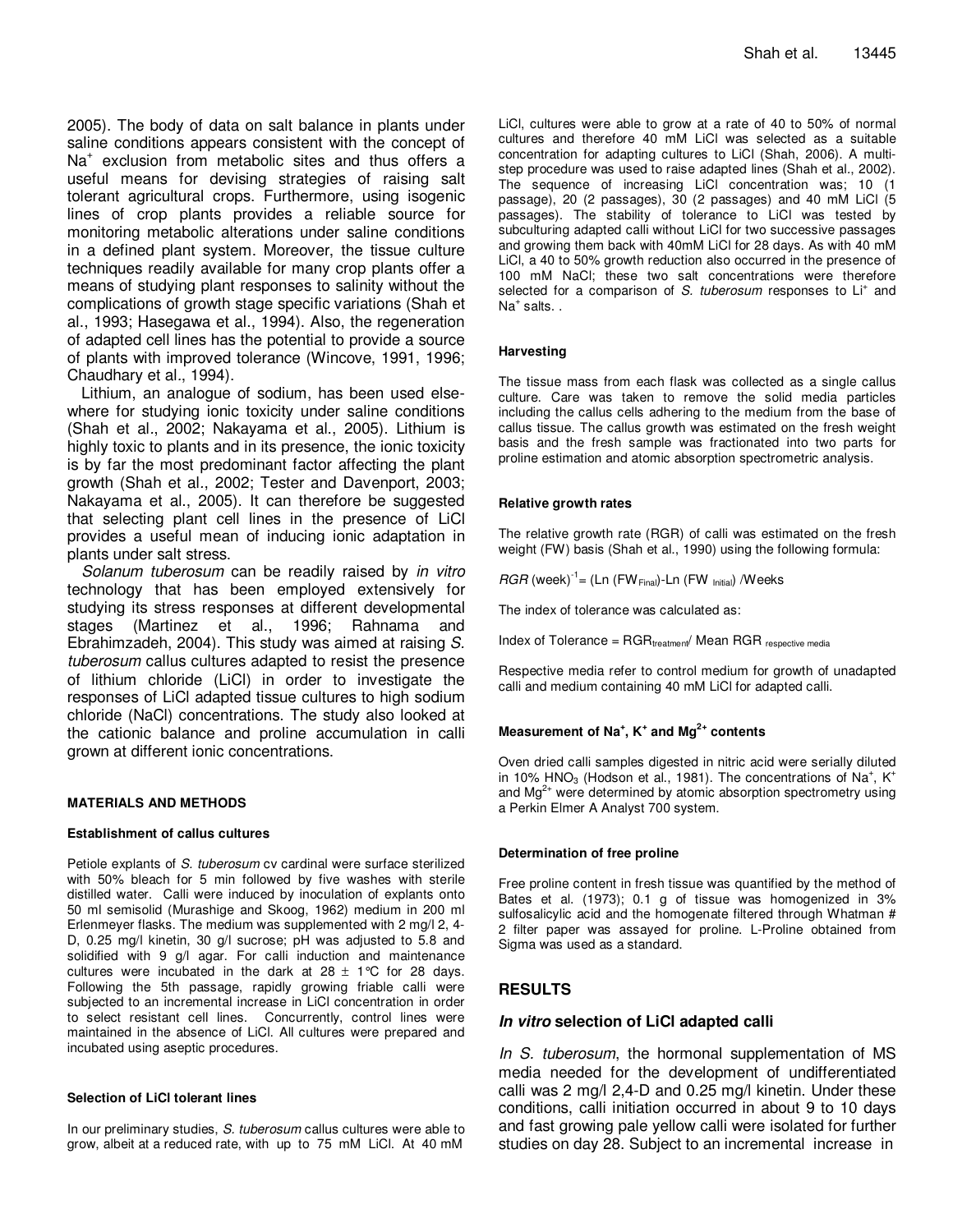2005). The body of data on salt balance in plants under saline conditions appears consistent with the concept of $Na^+$ exclusion from metabolic sites and thus offers a useful means for devising strategies of raising salt tolerant agricultural crops. Furthermore, using isogenic lines of crop plants provides a reliable source for monitoring metabolic alterations under saline conditions in a defined plant system. Moreover, the tissue culture techniques readily available for many crop plants offer a means of studying plant responses to salinity without the complications of growth stage specific variations (Shah et al., 1993; Hasegawa et al., 1994). Also, the regeneration of adapted cell lines has the potential to provide a source of plants with improved tolerance (Wincove, 1991, 1996; Chaudhary et al., 1994).

Lithium, an analogue of sodium, has been used elsewhere for studying ionic toxicity under saline conditions (Shah et al., 2002; Nakayama et al., 2005). Lithium is highly toxic to plants and in its presence, the ionic toxicity is by far the most predominant factor affecting the plant growth (Shah et al., 2002; Tester and Davenport, 2003; Nakayama et al., 2005). It can therefore be suggested that selecting plant cell lines in the presence of LiCl provides a useful mean of inducing ionic adaptation in plants under salt stress.

*Solanum tuberosum* can be readily raised by *in vitro* technology that has been employed extensively for studying its stress responses at different developmental stages (Martinez et al., 1996; Rahnama and Ebrahimzadeh, 2004). This study was aimed at raising *S. tuberosum* callus cultures adapted to resist the presence of lithium chloride (LiCl) in order to investigate the responses of LiCl adapted tissue cultures to high sodium chloride (NaCl) concentrations. The study also looked at the cationic balance and proline accumulation in calli grown at different ionic concentrations.

## MATERIALS AND METHODS

### Establishment of callus cultures

Petiole explants of *S. tuberosum* cv cardinal were surface sterilized with 50% bleach for 5 min followed by five washes with sterile distilled water. Calli were induced by inoculation of explants onto 50 ml semisolid (Murashige and Skoog, 1962) medium in 200 ml Erlenmeyer flasks. The medium was supplemented with 2 mg/l 2, 4-D, 0.25 mg/l kinetin, 30 g/l sucrose; pH was adjusted to 5.8 and solidified with 9 g/l agar. For calli induction and maintenance cultures were incubated in the dark at 28 ± 1°C for 28 days. Following the 5th passage, rapidly growing friable calli were subjected to an incremental increase in LiCl concentration in order to select resistant cell lines. Concurrently, control lines were maintained in the absence of LiCl. All cultures were prepared and incubated using aseptic procedures.

### Selection of LiCl tolerant lines

In our preliminary studies, *S. tuberosum* callus cultures were able to grow, albeit at a reduced rate, with up to 75 mM LiCl. At 40 mM LiCl, cultures were able to grow at a rate of 40 to 50% of normal cultures and therefore 40 mM LiCl was selected as a suitable concentration for adapting cultures to LiCl (Shah, 2006). A multi-step procedure was used to raise adapted lines (Shah et al., 2002). The sequence of increasing LiCl concentration was; 10 (1 passage), 20 (2 passages), 30 (2 passages) and 40 mM LiCl (5 passages). The stability of tolerance to LiCl was tested by subculturing adapted calli without LiCl for two successive passages and growing them back with 40mM LiCl for 28 days. As with 40 mM LiCl, a 40 to 50% growth reduction also occurred in the presence of 100 mM NaCl; these two salt concentrations were therefore selected for a comparison of *S. tuberosum* responses to $Li^+$ and $Na^+$ salts. .

### Harvesting

The tissue mass from each flask was collected as a single callus culture. Care was taken to remove the solid media particles including the callus cells adhering to the medium from the base of callus tissue. The callus growth was estimated on the fresh weight basis and the fresh sample was fractionated into two parts for proline estimation and atomic absorption spectrometric analysis.

### Relative growth rates

The relative growth rate (RGR) of calli was estimated on the fresh weight (FW) basis (Shah et al., 1990) using the following formula:

$$RGR\ (\text{week})^{-1} = (\ln(FW_{Final}) - \ln(FW_{Initial}))/\text{Weeks}$$

The index of tolerance was calculated as:

$$\text{Index of Tolerance} = RGR_{treatment} / \text{Mean } RGR_{\text{respective media}}$$

Respective media refer to control medium for growth of unadapted calli and medium containing 40 mM LiCl for adapted calli.

### Measurement of $Na^+$, $K^+$ and $Mg^{2+}$ contents

Oven dried calli samples digested in nitric acid were serially diluted in 10% $HNO_3$ (Hodson et al., 1981). The concentrations of $Na^+$, $K^+$ and $Mg^{2+}$ were determined by atomic absorption spectrometry using a Perkin Elmer A Analyst 700 system.

### Determination of free proline

Free proline content in fresh tissue was quantified by the method of Bates et al. (1973); 0.1 g of tissue was homogenized in 3% sulfosalicylic acid and the homogenate filtered through Whatman # 2 filter paper was assayed for proline. L-Proline obtained from Sigma was used as a standard.

## RESULTS

### *In vitro* selection of LiCl adapted calli

*In S. tuberosum*, the hormonal supplementation of MS media needed for the development of undifferentiated calli was 2 mg/l 2,4-D and 0.25 mg/l kinetin. Under these conditions, calli initiation occurred in about 9 to 10 days and fast growing pale yellow calli were isolated for further studies on day 28. Subject to an incremental increase in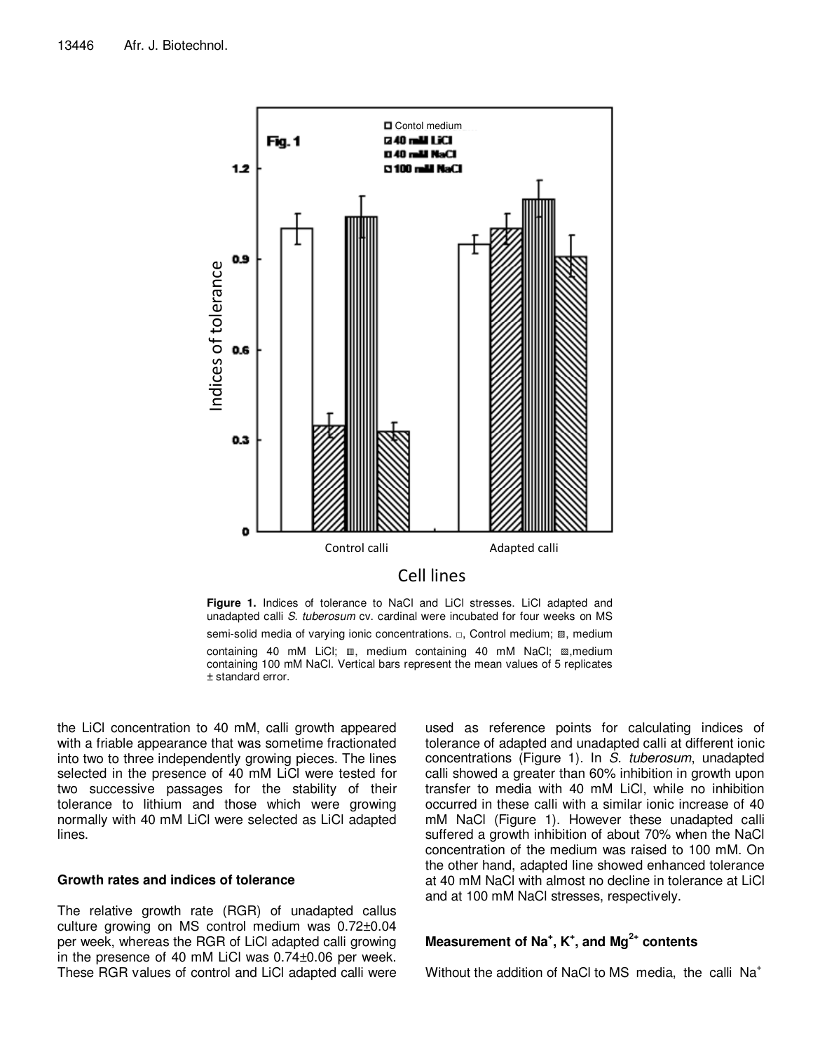**Figure 1.** Indices of tolerance to NaCl and LiCl stresses. LiCl adapted and unadapted calli *S. tuberosum* cv. cardinal were incubated for four weeks on MS semi-solid media of varying ionic concentrations. □, Control medium; ▨, medium containing 40 mM LiCl; ▥, medium containing 40 mM NaCl; ▧,medium containing 100 mM NaCl. Vertical bars represent the mean values of 5 replicates ± standard error.

the LiCl concentration to 40 mM, calli growth appeared with a friable appearance that was sometime fractionated into two to three independently growing pieces. The lines selected in the presence of 40 mM LiCl were tested for two successive passages for the stability of their tolerance to lithium and those which were growing normally with 40 mM LiCl were selected as LiCl adapted lines.

## Growth rates and indices of tolerance

The relative growth rate (RGR) of unadapted callus culture growing on MS control medium was 0.72±0.04 per week, whereas the RGR of LiCl adapted calli growing in the presence of 40 mM LiCl was 0.74±0.06 per week. These RGR values of control and LiCl adapted calli were used as reference points for calculating indices of tolerance of adapted and unadapted calli at different ionic concentrations (Figure 1). In *S. tuberosum*, unadapted calli showed a greater than 60% inhibition in growth upon transfer to media with 40 mM LiCl, while no inhibition occurred in these calli with a similar ionic increase of 40 mM NaCl (Figure 1). However these unadapted calli suffered a growth inhibition of about 70% when the NaCl concentration of the medium was raised to 100 mM. On the other hand, adapted line showed enhanced tolerance at 40 mM NaCl with almost no decline in tolerance at LiCl and at 100 mM NaCl stresses, respectively.

## Measurement of $Na^+$, $K^+$, and $Mg^{2+}$ contents

Without the addition of NaCl to MS media, the calli $Na^+$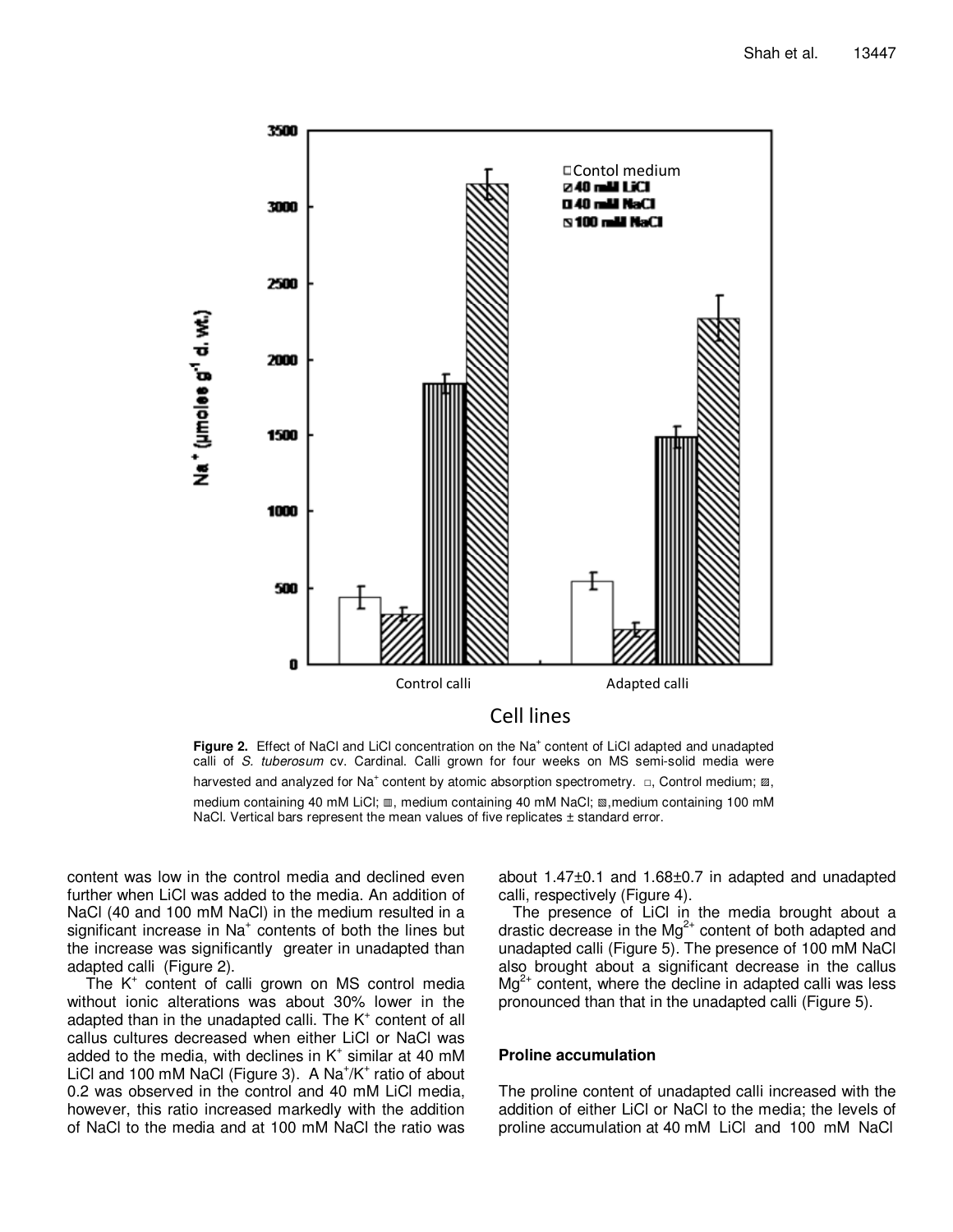**Figure 2.** Effect of NaCl and LiCl concentration on the $Na^+$ content of LiCl adapted and unadapted calli of *S. tuberosum* cv. Cardinal. Calli grown for four weeks on MS semi-solid media were harvested and analyzed for $Na^+$ content by atomic absorption spectrometry. □, Control medium; ▨, medium containing 40 mM LiCl; ▥, medium containing 40 mM NaCl; ▧, medium containing 100 mM NaCl. Vertical bars represent the mean values of five replicates ± standard error.

content was low in the control media and declined even further when LiCl was added to the media. An addition of NaCl (40 and 100 mM NaCl) in the medium resulted in a significant increase in $Na^+$ contents of both the lines but the increase was significantly greater in unadapted than adapted calli (Figure 2).

The $K^+$ content of calli grown on MS control media without ionic alterations was about 30% lower in the adapted than in the unadapted calli. The $K^+$ content of all callus cultures decreased when either LiCl or NaCl was added to the media, with declines in $K^+$ similar at 40 mM LiCl and 100 mM NaCl (Figure 3). A $Na^+/K^+$ ratio of about 0.2 was observed in the control and 40 mM LiCl media, however, this ratio increased markedly with the addition of NaCl to the media and at 100 mM NaCl the ratio was about 1.47±0.1 and 1.68±0.7 in adapted and unadapted calli, respectively (Figure 4).

The presence of LiCl in the media brought about a drastic decrease in the $Mg^{2+}$ content of both adapted and unadapted calli (Figure 5). The presence of 100 mM NaCl also brought about a significant decrease in the callus $Mg^{2+}$ content, where the decline in adapted calli was less pronounced than that in the unadapted calli (Figure 5).

## Proline accumulation

The proline content of unadapted calli increased with the addition of either LiCl or NaCl to the media; the levels of proline accumulation at 40 mM LiCl and 100 mM NaCl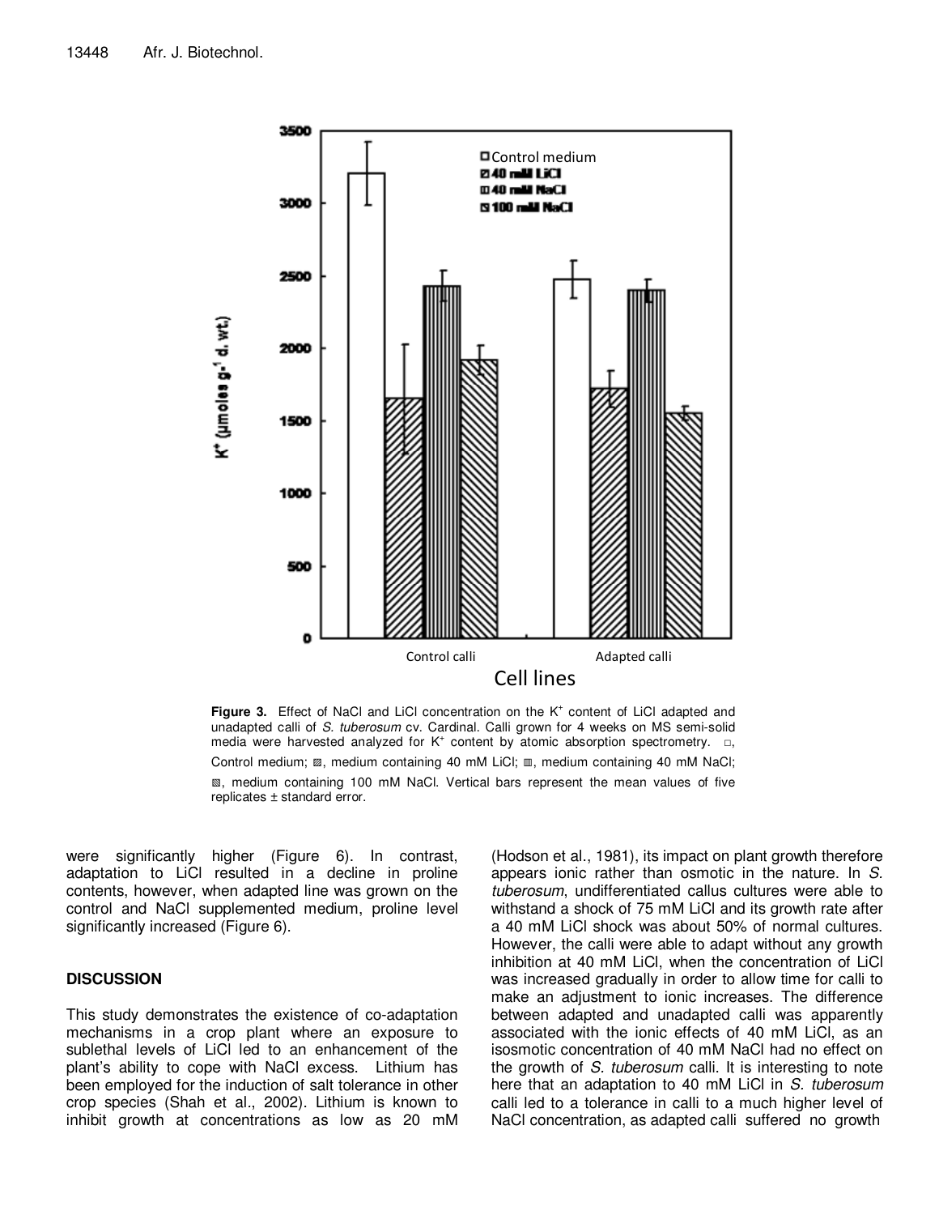**Figure 3.** Effect of NaCl and LiCl concentration on the $K^+$ content of LiCl adapted and unadapted calli of *S. tuberosum* cv. Cardinal. Calli grown for 4 weeks on MS semi-solid media were harvested analyzed for $K^+$ content by atomic absorption spectrometry. □, Control medium; ▨, medium containing 40 mM LiCl; ▥, medium containing 40 mM NaCl; ▧, medium containing 100 mM NaCl. Vertical bars represent the mean values of five replicates ± standard error.

were significantly higher (Figure 6). In contrast, adaptation to LiCl resulted in a decline in proline contents, however, when adapted line was grown on the control and NaCl supplemented medium, proline level significantly increased (Figure 6).

## DISCUSSION

This study demonstrates the existence of co-adaptation mechanisms in a crop plant where an exposure to sublethal levels of LiCl led to an enhancement of the plant's ability to cope with NaCl excess. Lithium has been employed for the induction of salt tolerance in other crop species (Shah et al., 2002). Lithium is known to inhibit growth at concentrations as low as 20 mM (Hodson et al., 1981), its impact on plant growth therefore appears ionic rather than osmotic in the nature. In *S. tuberosum*, undifferentiated callus cultures were able to withstand a shock of 75 mM LiCl and its growth rate after a 40 mM LiCl shock was about 50% of normal cultures. However, the calli were able to adapt without any growth inhibition at 40 mM LiCl, when the concentration of LiCl was increased gradually in order to allow time for calli to make an adjustment to ionic increases. The difference between adapted and unadapted calli was apparently associated with the ionic effects of 40 mM LiCl, as an isosmotic concentration of 40 mM NaCl had no effect on the growth of *S. tuberosum* calli. It is interesting to note here that an adaptation to 40 mM LiCl in *S. tuberosum* calli led to a tolerance in calli to a much higher level of NaCl concentration, as adapted calli suffered no growth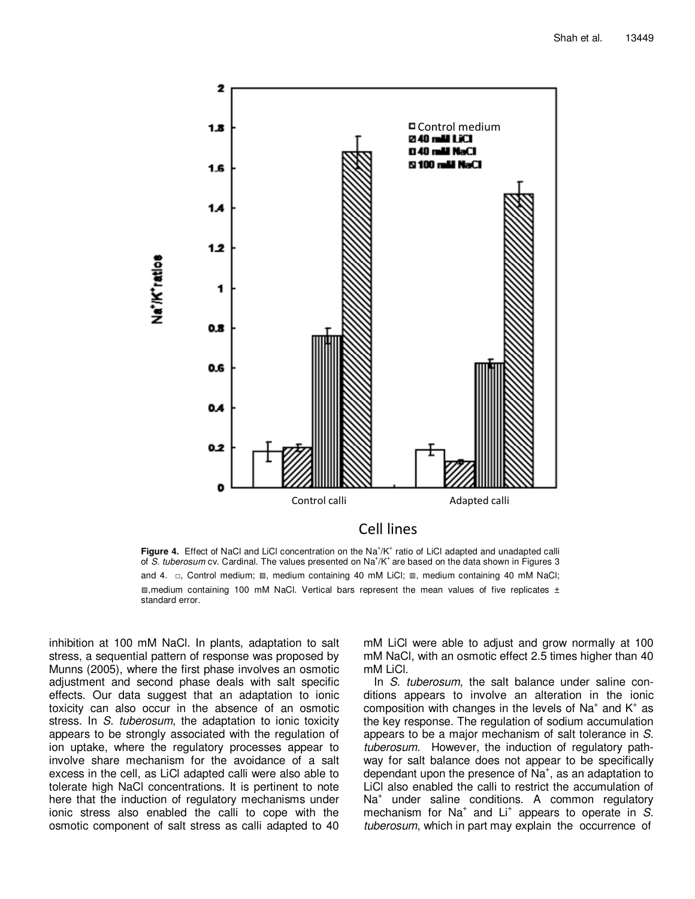**Figure 4.** Effect of NaCl and LiCl concentration on the $Na^+/K^+$ ratio of LiCl adapted and unadapted calli of *S. tuberosum* cv. Cardinal. The values presented on $Na^+/K^+$ are based on the data shown in Figures 3 and 4. □, Control medium; ▨, medium containing 40 mM LiCl; ▥, medium containing 40 mM NaCl; ▧,medium containing 100 mM NaCl. Vertical bars represent the mean values of five replicates ± standard error.

inhibition at 100 mM NaCl. In plants, adaptation to salt stress, a sequential pattern of response was proposed by Munns (2005), where the first phase involves an osmotic adjustment and second phase deals with salt specific effects. Our data suggest that an adaptation to ionic toxicity can also occur in the absence of an osmotic stress. In *S. tuberosum*, the adaptation to ionic toxicity appears to be strongly associated with the regulation of ion uptake, where the regulatory processes appear to involve share mechanism for the avoidance of a salt excess in the cell, as LiCl adapted calli were also able to tolerate high NaCl concentrations. It is pertinent to note here that the induction of regulatory mechanisms under ionic stress also enabled the calli to cope with the osmotic component of salt stress as calli adapted to 40 mM LiCl were able to adjust and grow normally at 100 mM NaCl, with an osmotic effect 2.5 times higher than 40 mM LiCl.

In *S. tuberosum*, the salt balance under saline conditions appears to involve an alteration in the ionic composition with changes in the levels of $Na^+$ and $K^+$ as the key response. The regulation of sodium accumulation appears to be a major mechanism of salt tolerance in *S. tuberosum*. However, the induction of regulatory pathway for salt balance does not appear to be specifically dependant upon the presence of $Na^+$, as an adaptation to LiCl also enabled the calli to restrict the accumulation of $Na^+$ under saline conditions. A common regulatory mechanism for $Na^+$ and $Li^+$ appears to operate in *S. tuberosum*, which in part may explain the occurrence of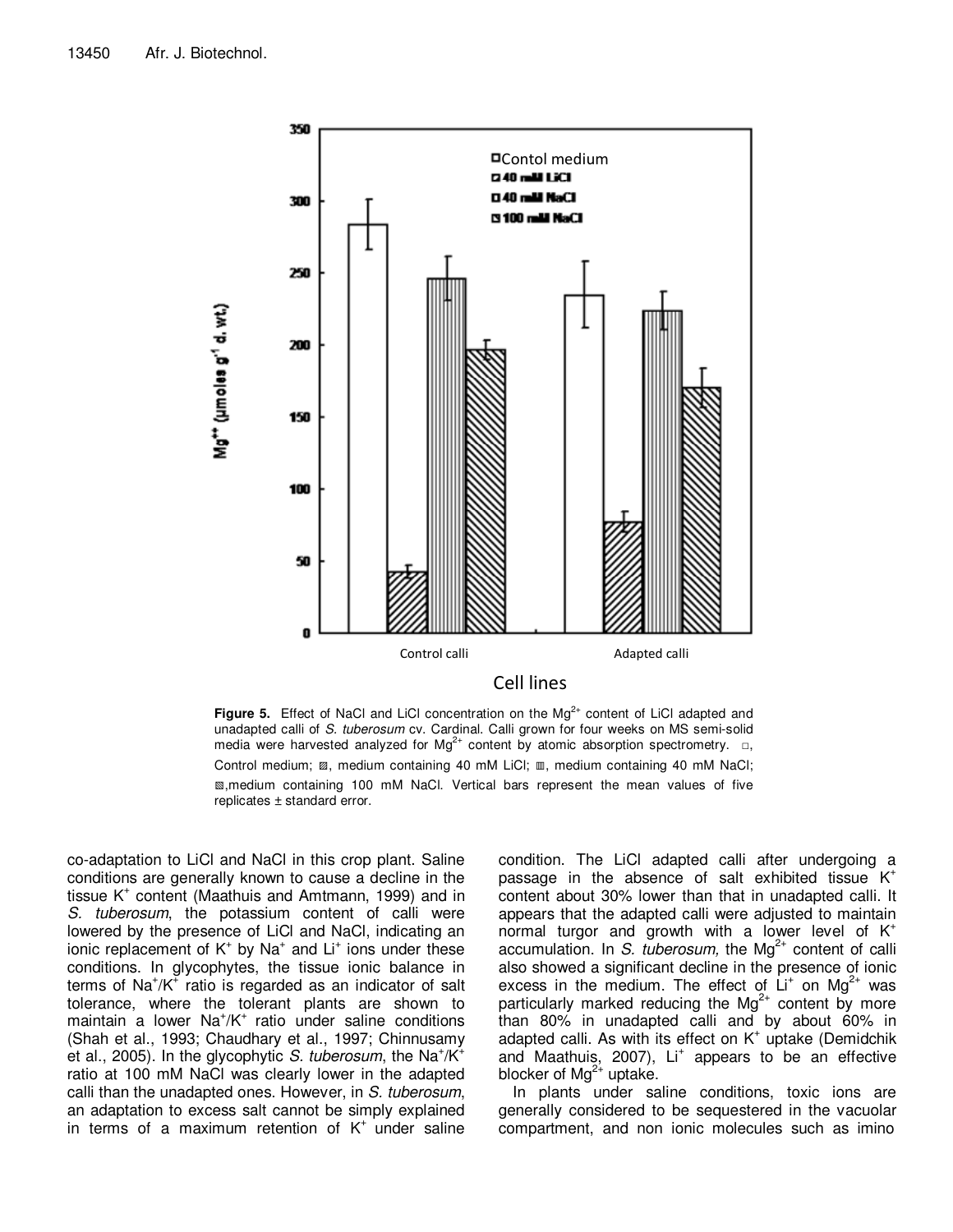**Figure 5.** Effect of NaCl and LiCl concentration on the $Mg^{2+}$ content of LiCl adapted and unadapted calli of *S. tuberosum* cv. Cardinal. Calli grown for four weeks on MS semi-solid media were harvested analyzed for $Mg^{2+}$ content by atomic absorption spectrometry. □, Control medium; ▨, medium containing 40 mM LiCl; ▥, medium containing 40 mM NaCl; ▧,medium containing 100 mM NaCl. Vertical bars represent the mean values of five replicates ± standard error.

co-adaptation to LiCl and NaCl in this crop plant. Saline conditions are generally known to cause a decline in the tissue $K^+$ content (Maathuis and Amtmann, 1999) and in *S. tuberosum*, the potassium content of calli were lowered by the presence of LiCl and NaCl, indicating an ionic replacement of $K^+$ by $Na^+$ and $Li^+$ ions under these conditions. In glycophytes, the tissue ionic balance in terms of $Na^+/K^+$ ratio is regarded as an indicator of salt tolerance, where the tolerant plants are shown to maintain a lower $Na^+/K^+$ ratio under saline conditions (Shah et al., 1993; Chaudhary et al., 1997; Chinnusamy et al., 2005). In the glycophytic *S. tuberosum*, the $Na^+/K^+$ ratio at 100 mM NaCl was clearly lower in the adapted calli than the unadapted ones. However, in *S. tuberosum*, an adaptation to excess salt cannot be simply explained in terms of a maximum retention of $K^+$ under saline condition. The LiCl adapted calli after undergoing a passage in the absence of salt exhibited tissue $K^+$ content about 30% lower than that in unadapted calli. It appears that the adapted calli were adjusted to maintain normal turgor and growth with a lower level of $K^+$ accumulation. In *S. tuberosum,* the $Mg^{2+}$ content of calli also showed a significant decline in the presence of ionic excess in the medium. The effect of $Li^+$ on $Mg^{2+}$ was particularly marked reducing the $Mg^{2+}$ content by more than 80% in unadapted calli and by about 60% in adapted calli. As with its effect on $K^+$ uptake (Demidchik and Maathuis, 2007), $Li^+$ appears to be an effective blocker of $Mg^{2+}$ uptake.

In plants under saline conditions, toxic ions are generally considered to be sequestered in the vacuolar compartment, and non ionic molecules such as imino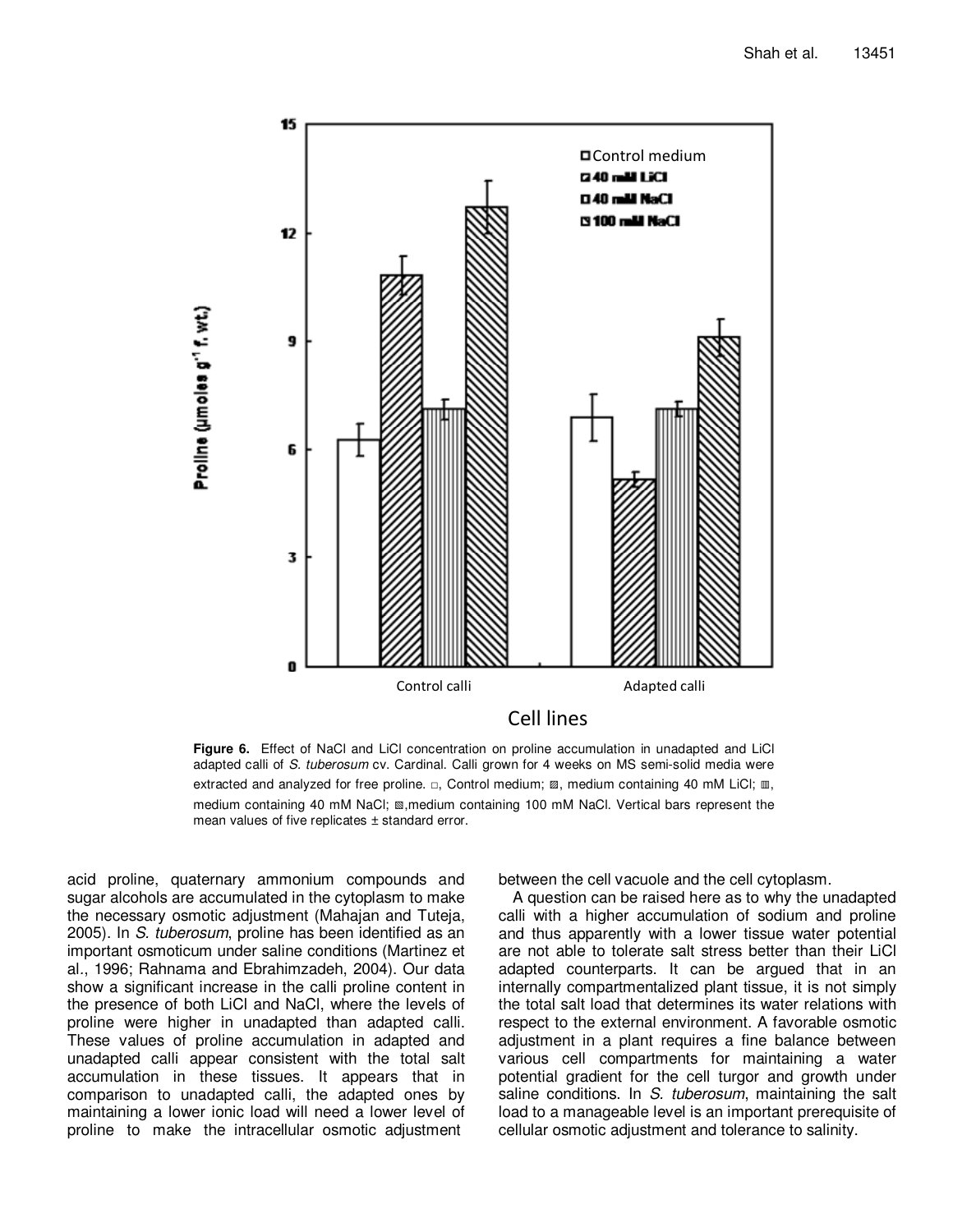**Figure 6.** Effect of NaCl and LiCl concentration on proline accumulation in unadapted and LiCl adapted calli of *S. tuberosum* cv. Cardinal. Calli grown for 4 weeks on MS semi-solid media were extracted and analyzed for free proline. □, Control medium; ▨, medium containing 40 mM LiCl; ▥, medium containing 40 mM NaCl; ▧, medium containing 100 mM NaCl. Vertical bars represent the mean values of five replicates ± standard error.

acid proline, quaternary ammonium compounds and sugar alcohols are accumulated in the cytoplasm to make the necessary osmotic adjustment (Mahajan and Tuteja, 2005). In *S. tuberosum*, proline has been identified as an important osmoticum under saline conditions (Martinez et al., 1996; Rahnama and Ebrahimzadeh, 2004). Our data show a significant increase in the calli proline content in the presence of both LiCl and NaCl, where the levels of proline were higher in unadapted than adapted calli. These values of proline accumulation in adapted and unadapted calli appear consistent with the total salt accumulation in these tissues. It appears that in comparison to unadapted calli, the adapted ones by maintaining a lower ionic load will need a lower level of proline to make the intracellular osmotic adjustment between the cell vacuole and the cell cytoplasm.

A question can be raised here as to why the unadapted calli with a higher accumulation of sodium and proline and thus apparently with a lower tissue water potential are not able to tolerate salt stress better than their LiCl adapted counterparts. It can be argued that in an internally compartmentalized plant tissue, it is not simply the total salt load that determines its water relations with respect to the external environment. A favorable osmotic adjustment in a plant requires a fine balance between various cell compartments for maintaining a water potential gradient for the cell turgor and growth under saline conditions. In *S. tuberosum*, maintaining the salt load to a manageable level is an important prerequisite of cellular osmotic adjustment and tolerance to salinity.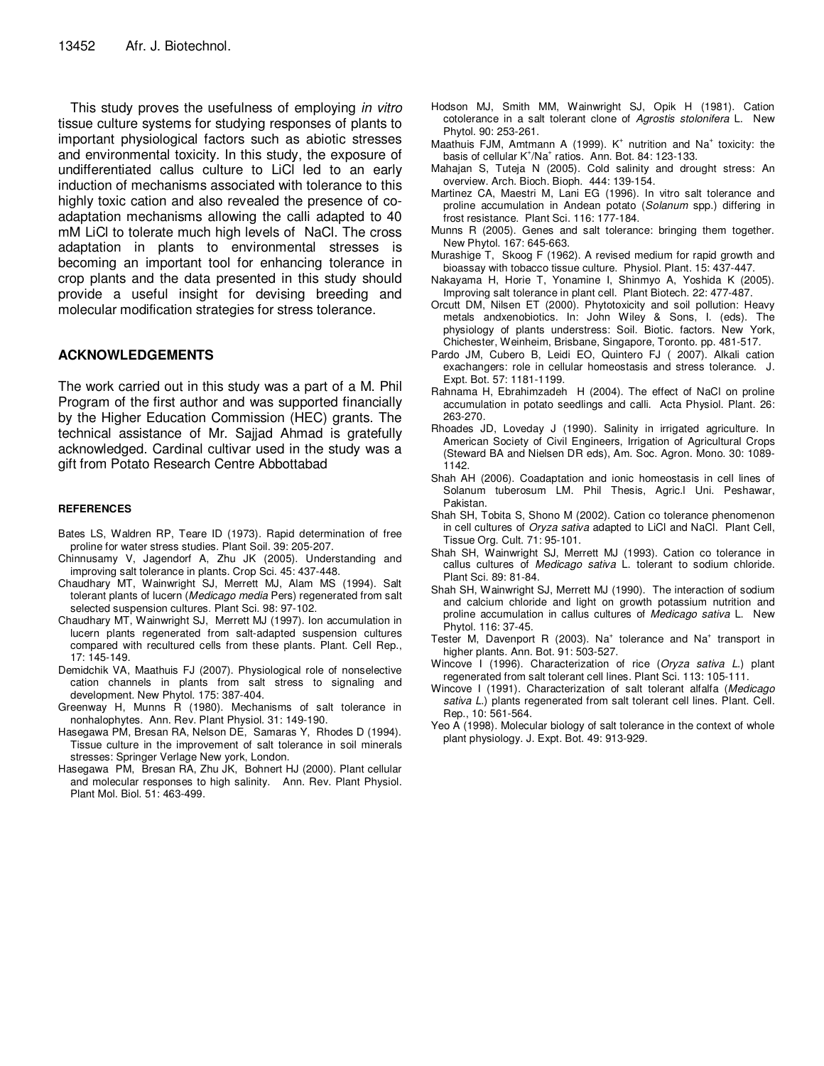This study proves the usefulness of employing *in vitro* tissue culture systems for studying responses of plants to important physiological factors such as abiotic stresses and environmental toxicity. In this study, the exposure of undifferentiated callus culture to LiCl led to an early induction of mechanisms associated with tolerance to this highly toxic cation and also revealed the presence of co-adaptation mechanisms allowing the calli adapted to 40 mM LiCl to tolerate much high levels of NaCl. The cross adaptation in plants to environmental stresses is becoming an important tool for enhancing tolerance in crop plants and the data presented in this study should provide a useful insight for devising breeding and molecular modification strategies for stress tolerance.

## ACKNOWLEDGEMENTS

The work carried out in this study was a part of a M. Phil Program of the first author and was supported financially by the Higher Education Commission (HEC) grants. The technical assistance of Mr. Sajjad Ahmad is gratefully acknowledged. Cardinal cultivar used in the study was a gift from Potato Research Centre Abbottabad

## REFERENCES

Bates LS, Waldren RP, Teare ID (1973). Rapid determination of free proline for water stress studies. Plant Soil. 39: 205-207.

Chinnusamy V, Jagendorf A, Zhu JK (2005). Understanding and improving salt tolerance in plants. Crop Sci. 45: 437-448.

Chaudhary MT, Wainwright SJ, Merrett MJ, Alam MS (1994). Salt tolerant plants of lucern (*Medicago media* Pers) regenerated from salt selected suspension cultures. Plant Sci. 98: 97-102.

Chaudhary MT, Wainwright SJ, Merrett MJ (1997). Ion accumulation in lucern plants regenerated from salt-adapted suspension cultures compared with recultured cells from these plants. Plant. Cell Rep., 17: 145-149.

Demidchik VA, Maathuis FJ (2007). Physiological role of nonselective cation channels in plants from salt stress to signaling and development. New Phytol. 175: 387-404.

Greenway H, Munns R (1980). Mechanisms of salt tolerance in nonhalophytes. Ann. Rev. Plant Physiol. 31: 149-190.

Hasegawa PM, Bresan RA, Nelson DE, Samaras Y, Rhodes D (1994). Tissue culture in the improvement of salt tolerance in soil minerals stresses: Springer Verlage New york, London.

Hasegawa PM, Bresan RA, Zhu JK, Bohnert HJ (2000). Plant cellular and molecular responses to high salinity. Ann. Rev. Plant Physiol. Plant Mol. Biol. 51: 463-499.

Hodson MJ, Smith MM, Wainwright SJ, Opik H (1981). Cation cotolerance in a salt tolerant clone of *Agrostis stolonifera* L. New Phytol. 90: 253-261.

Maathuis FJM, Amtmann A (1999). $K^+$ nutrition and $Na^+$ toxicity: the basis of cellular $K^+/Na^+$ ratios. Ann. Bot. 84: 123-133.

Mahajan S, Tuteja N (2005). Cold salinity and drought stress: An overview. Arch. Bioch. Bioph. 444: 139-154.

Martinez CA, Maestri M, Lani EG (1996). In vitro salt tolerance and proline accumulation in Andean potato (*Solanum* spp.) differing in frost resistance. Plant Sci. 116: 177-184.

Munns R (2005). Genes and salt tolerance: bringing them together. New Phytol. 167: 645-663.

Murashige T, Skoog F (1962). A revised medium for rapid growth and bioassay with tobacco tissue culture. Physiol. Plant. 15: 437-447.

Nakayama H, Horie T, Yonamine I, Shinmyo A, Yoshida K (2005). Improving salt tolerance in plant cell. Plant Biotech. 22: 477-487.

Orcutt DM, Nilsen ET (2000). Phytotoxicity and soil pollution: Heavy metals andxenobiotics. In: John Wiley & Sons, I. (eds). The physiology of plants understress: Soil. Biotic. factors. New York, Chichester, Weinheim, Brisbane, Singapore, Toronto. pp. 481-517.

Pardo JM, Cubero B, Leidi EO, Quintero FJ ( 2007). Alkali cation exachangers: role in cellular homeostasis and stress tolerance. J. Expt. Bot. 57: 1181-1199.

Rahnama H, Ebrahimzadeh H (2004). The effect of NaCl on proline accumulation in potato seedlings and calli. Acta Physiol. Plant. 26: 263-270.

Rhoades JD, Loveday J (1990). Salinity in irrigated agriculture. In American Society of Civil Engineers, Irrigation of Agricultural Crops (Steward BA and Nielsen DR eds), Am. Soc. Agron. Mono. 30: 1089-1142.

Shah AH (2006). Coadaptation and ionic homeostasis in cell lines of Solanum tuberosum LM. Phil Thesis, Agric.l Uni. Peshawar, Pakistan.

Shah SH, Tobita S, Shono M (2002). Cation co tolerance phenomenon in cell cultures of *Oryza sativa* adapted to LiCl and NaCl. Plant Cell, Tissue Org. Cult. 71: 95-101.

Shah SH, Wainwright SJ, Merrett MJ (1993). Cation co tolerance in callus cultures of *Medicago sativa* L. tolerant to sodium chloride. Plant Sci. 89: 81-84.

Shah SH, Wainwright SJ, Merrett MJ (1990). The interaction of sodium and calcium chloride and light on growth potassium nutrition and proline accumulation in callus cultures of *Medicago sativa* L. New Phytol. 116: 37-45.

Tester M, Davenport R (2003). $Na^+$ tolerance and $Na^+$ transport in higher plants. Ann. Bot. 91: 503-527.

Wincove I (1996). Characterization of rice (*Oryza sativa L.*) plant regenerated from salt tolerant cell lines. Plant Sci. 113: 105-111.

Wincove I (1991). Characterization of salt tolerant alfalfa (*Medicago sativa L.*) plants regenerated from salt tolerant cell lines. Plant. Cell. Rep., 10: 561-564.

Yeo A (1998). Molecular biology of salt tolerance in the context of whole plant physiology. J. Expt. Bot. 49: 913-929.